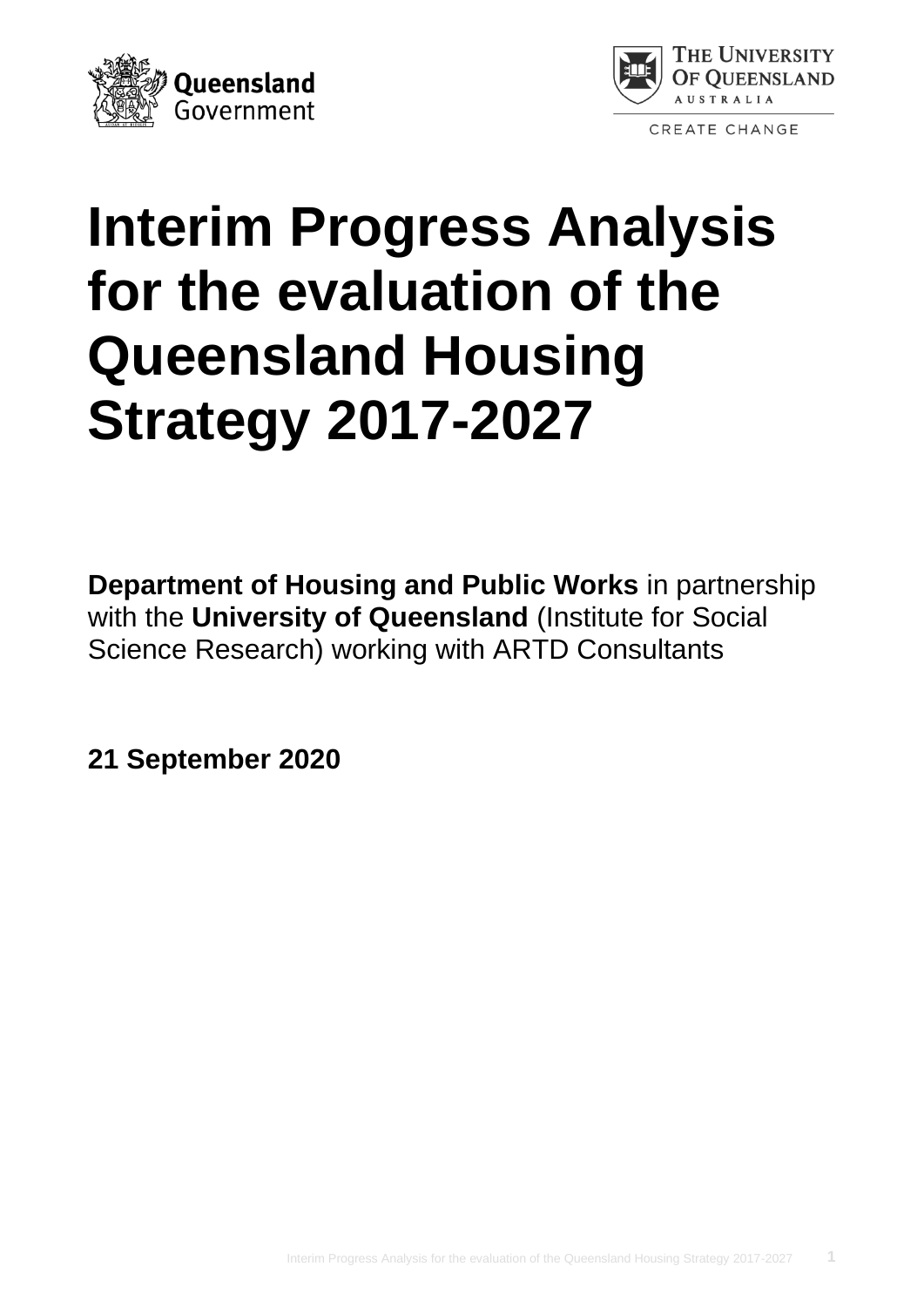# Interim Progress Analysis for the evaluation of the Queensland Housing Strategy 2017-2027

**Department of Housing and Public Works** in partnership with the **University of Queensland** (Institute for Social Science Research) working with ARTD Consultants

**21 September 2020**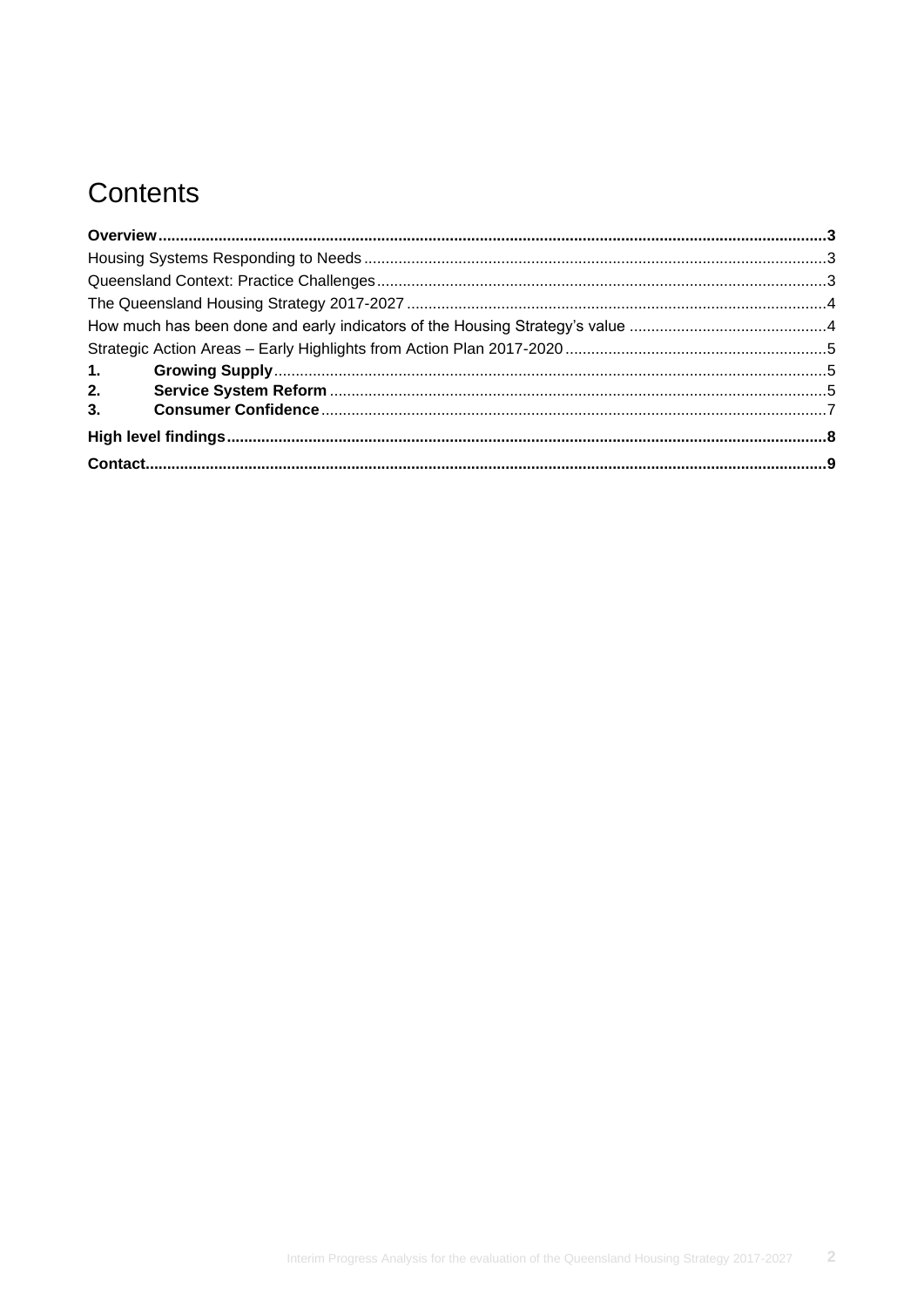# Contents

**Overview** ........ **3**

Housing Systems Responding to Needs ........ 3

Queensland Context: Practice Challenges ........ 3

The Queensland Housing Strategy 2017-2027 ........ 4

How much has been done and early indicators of the Housing Strategy's value ........ 4

Strategic Action Areas – Early Highlights from Action Plan 2017-2020 ........ 5

**1. Growing Supply** ........ 5

**2. Service System Reform** ........ 5

**3. Consumer Confidence** ........ 7

**High level findings** ........ **8**

**Contact** ........ **9**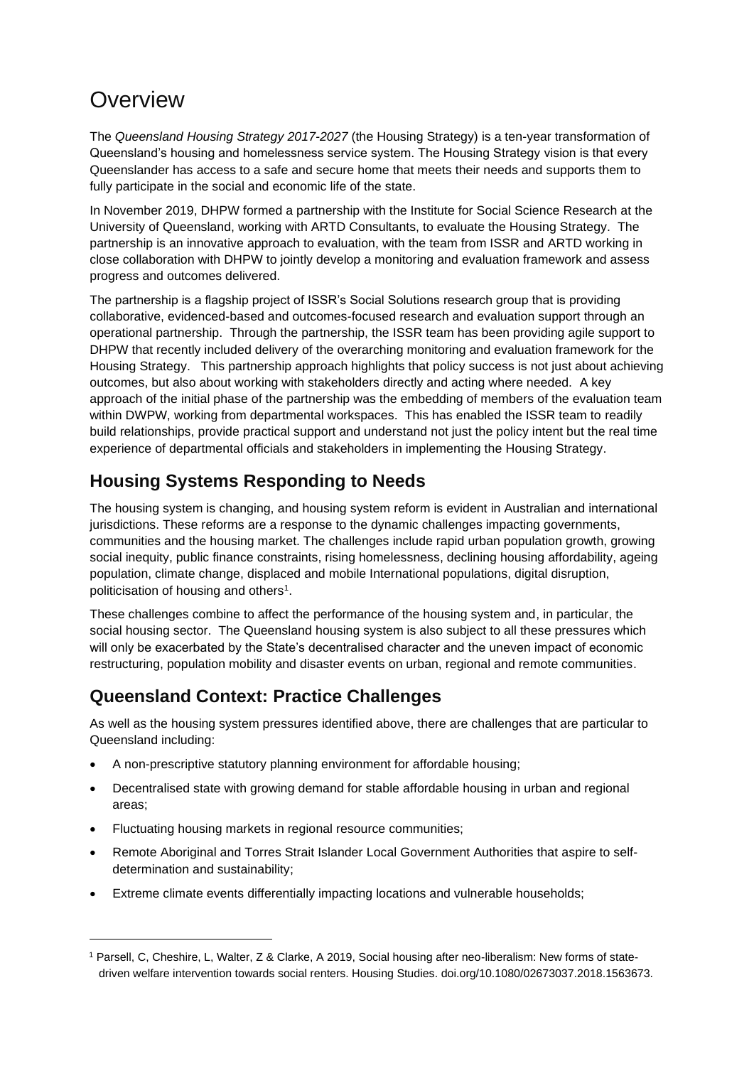# Overview

The *Queensland Housing Strategy 2017-2027* (the Housing Strategy) is a ten-year transformation of Queensland's housing and homelessness service system. The Housing Strategy vision is that every Queenslander has access to a safe and secure home that meets their needs and supports them to fully participate in the social and economic life of the state.

In November 2019, DHPW formed a partnership with the Institute for Social Science Research at the University of Queensland, working with ARTD Consultants, to evaluate the Housing Strategy. The partnership is an innovative approach to evaluation, with the team from ISSR and ARTD working in close collaboration with DHPW to jointly develop a monitoring and evaluation framework and assess progress and outcomes delivered.

The partnership is a flagship project of ISSR's Social Solutions research group that is providing collaborative, evidenced-based and outcomes-focused research and evaluation support through an operational partnership. Through the partnership, the ISSR team has been providing agile support to DHPW that recently included delivery of the overarching monitoring and evaluation framework for the Housing Strategy. This partnership approach highlights that policy success is not just about achieving outcomes, but also about working with stakeholders directly and acting where needed. A key approach of the initial phase of the partnership was the embedding of members of the evaluation team within DWPW, working from departmental workspaces. This has enabled the ISSR team to readily build relationships, provide practical support and understand not just the policy intent but the real time experience of departmental officials and stakeholders in implementing the Housing Strategy.

## Housing Systems Responding to Needs

The housing system is changing, and housing system reform is evident in Australian and international jurisdictions. These reforms are a response to the dynamic challenges impacting governments, communities and the housing market. The challenges include rapid urban population growth, growing social inequity, public finance constraints, rising homelessness, declining housing affordability, ageing population, climate change, displaced and mobile International populations, digital disruption, politicisation of housing and others[1].

These challenges combine to affect the performance of the housing system and, in particular, the social housing sector. The Queensland housing system is also subject to all these pressures which will only be exacerbated by the State's decentralised character and the uneven impact of economic restructuring, population mobility and disaster events on urban, regional and remote communities.

## Queensland Context: Practice Challenges

As well as the housing system pressures identified above, there are challenges that are particular to Queensland including:

- A non-prescriptive statutory planning environment for affordable housing;
- Decentralised state with growing demand for stable affordable housing in urban and regional areas;
- Fluctuating housing markets in regional resource communities;
- Remote Aboriginal and Torres Strait Islander Local Government Authorities that aspire to self-determination and sustainability;
- Extreme climate events differentially impacting locations and vulnerable households;

[1] Parsell, C, Cheshire, L, Walter, Z & Clarke, A 2019, Social housing after neo-liberalism: New forms of state-driven welfare intervention towards social renters. Housing Studies. doi.org/10.1080/02673037.2018.1563673.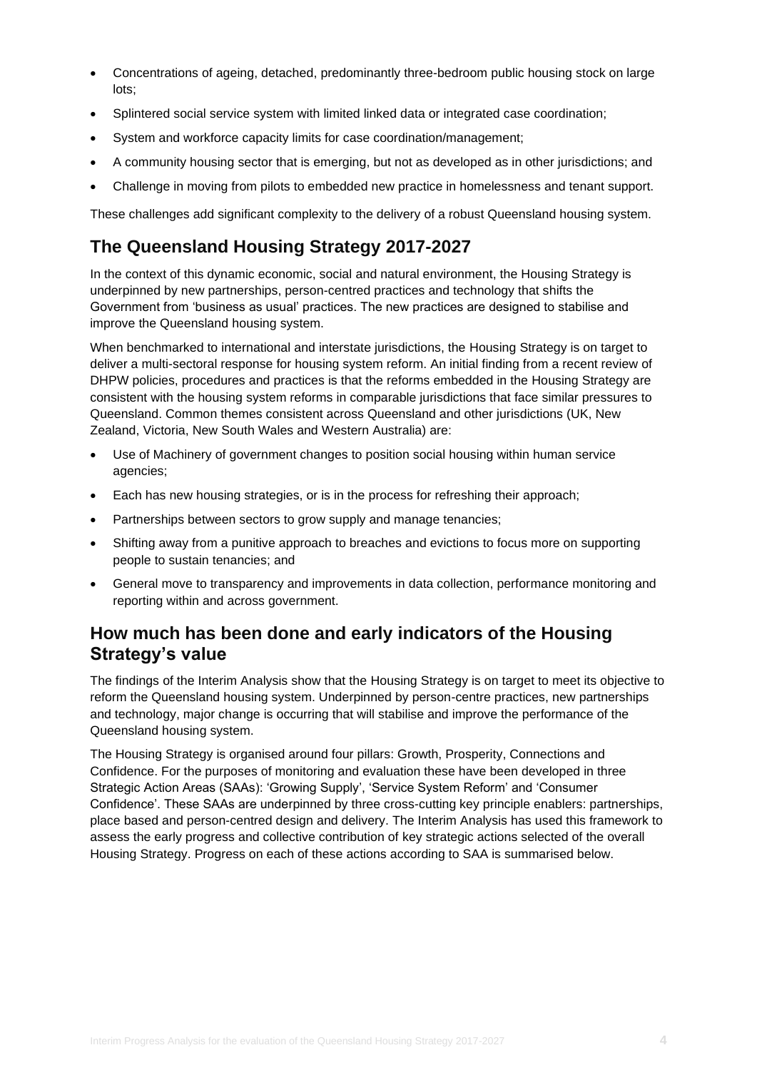- Concentrations of ageing, detached, predominantly three-bedroom public housing stock on large lots;
- Splintered social service system with limited linked data or integrated case coordination;
- System and workforce capacity limits for case coordination/management;
- A community housing sector that is emerging, but not as developed as in other jurisdictions; and
- Challenge in moving from pilots to embedded new practice in homelessness and tenant support.

These challenges add significant complexity to the delivery of a robust Queensland housing system.

## The Queensland Housing Strategy 2017-2027

In the context of this dynamic economic, social and natural environment, the Housing Strategy is underpinned by new partnerships, person-centred practices and technology that shifts the Government from 'business as usual' practices. The new practices are designed to stabilise and improve the Queensland housing system.

When benchmarked to international and interstate jurisdictions, the Housing Strategy is on target to deliver a multi-sectoral response for housing system reform. An initial finding from a recent review of DHPW policies, procedures and practices is that the reforms embedded in the Housing Strategy are consistent with the housing system reforms in comparable jurisdictions that face similar pressures to Queensland. Common themes consistent across Queensland and other jurisdictions (UK, New Zealand, Victoria, New South Wales and Western Australia) are:

- Use of Machinery of government changes to position social housing within human service agencies;
- Each has new housing strategies, or is in the process for refreshing their approach;
- Partnerships between sectors to grow supply and manage tenancies;
- Shifting away from a punitive approach to breaches and evictions to focus more on supporting people to sustain tenancies; and
- General move to transparency and improvements in data collection, performance monitoring and reporting within and across government.

## How much has been done and early indicators of the Housing Strategy's value

The findings of the Interim Analysis show that the Housing Strategy is on target to meet its objective to reform the Queensland housing system. Underpinned by person-centre practices, new partnerships and technology, major change is occurring that will stabilise and improve the performance of the Queensland housing system.

The Housing Strategy is organised around four pillars: Growth, Prosperity, Connections and Confidence. For the purposes of monitoring and evaluation these have been developed in three Strategic Action Areas (SAAs): 'Growing Supply', 'Service System Reform' and 'Consumer Confidence'. These SAAs are underpinned by three cross-cutting key principle enablers: partnerships, place based and person-centred design and delivery. The Interim Analysis has used this framework to assess the early progress and collective contribution of key strategic actions selected of the overall Housing Strategy. Progress on each of these actions according to SAA is summarised below.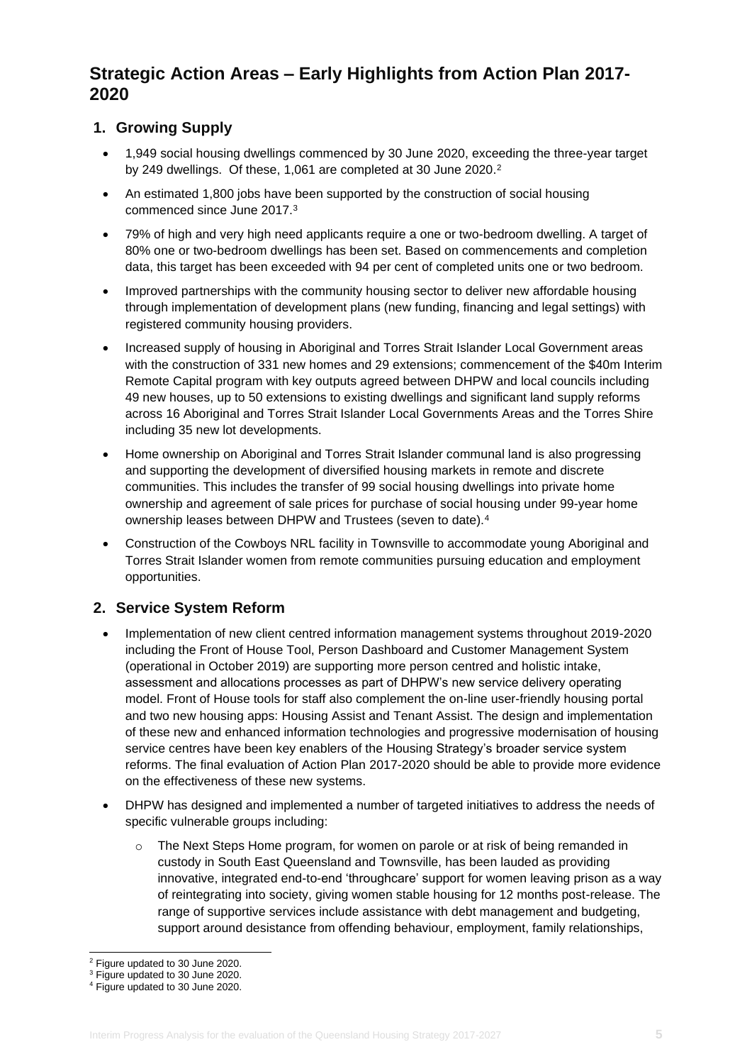## Strategic Action Areas – Early Highlights from Action Plan 2017-2020

### 1. Growing Supply

- 1,949 social housing dwellings commenced by 30 June 2020, exceeding the three-year target by 249 dwellings. Of these, 1,061 are completed at 30 June 2020.[2]
- An estimated 1,800 jobs have been supported by the construction of social housing commenced since June 2017.[3]
- 79% of high and very high need applicants require a one or two-bedroom dwelling. A target of 80% one or two-bedroom dwellings has been set. Based on commencements and completion data, this target has been exceeded with 94 per cent of completed units one or two bedroom.
- Improved partnerships with the community housing sector to deliver new affordable housing through implementation of development plans (new funding, financing and legal settings) with registered community housing providers.
- Increased supply of housing in Aboriginal and Torres Strait Islander Local Government areas with the construction of 331 new homes and 29 extensions; commencement of the $40m Interim Remote Capital program with key outputs agreed between DHPW and local councils including 49 new houses, up to 50 extensions to existing dwellings and significant land supply reforms across 16 Aboriginal and Torres Strait Islander Local Governments Areas and the Torres Shire including 35 new lot developments.
- Home ownership on Aboriginal and Torres Strait Islander communal land is also progressing and supporting the development of diversified housing markets in remote and discrete communities. This includes the transfer of 99 social housing dwellings into private home ownership and agreement of sale prices for purchase of social housing under 99-year home ownership leases between DHPW and Trustees (seven to date).[4]
- Construction of the Cowboys NRL facility in Townsville to accommodate young Aboriginal and Torres Strait Islander women from remote communities pursuing education and employment opportunities.

### 2. Service System Reform

- Implementation of new client centred information management systems throughout 2019-2020 including the Front of House Tool, Person Dashboard and Customer Management System (operational in October 2019) are supporting more person centred and holistic intake, assessment and allocations processes as part of DHPW's new service delivery operating model. Front of House tools for staff also complement the on-line user-friendly housing portal and two new housing apps: Housing Assist and Tenant Assist. The design and implementation of these new and enhanced information technologies and progressive modernisation of housing service centres have been key enablers of the Housing Strategy's broader service system reforms. The final evaluation of Action Plan 2017-2020 should be able to provide more evidence on the effectiveness of these new systems.
- DHPW has designed and implemented a number of targeted initiatives to address the needs of specific vulnerable groups including:
  - The Next Steps Home program, for women on parole or at risk of being remanded in custody in South East Queensland and Townsville, has been lauded as providing innovative, integrated end-to-end 'throughcare' support for women leaving prison as a way of reintegrating into society, giving women stable housing for 12 months post-release. The range of supportive services include assistance with debt management and budgeting, support around desistance from offending behaviour, employment, family relationships,

---

[2] Figure updated to 30 June 2020.

[3] Figure updated to 30 June 2020.

[4] Figure updated to 30 June 2020.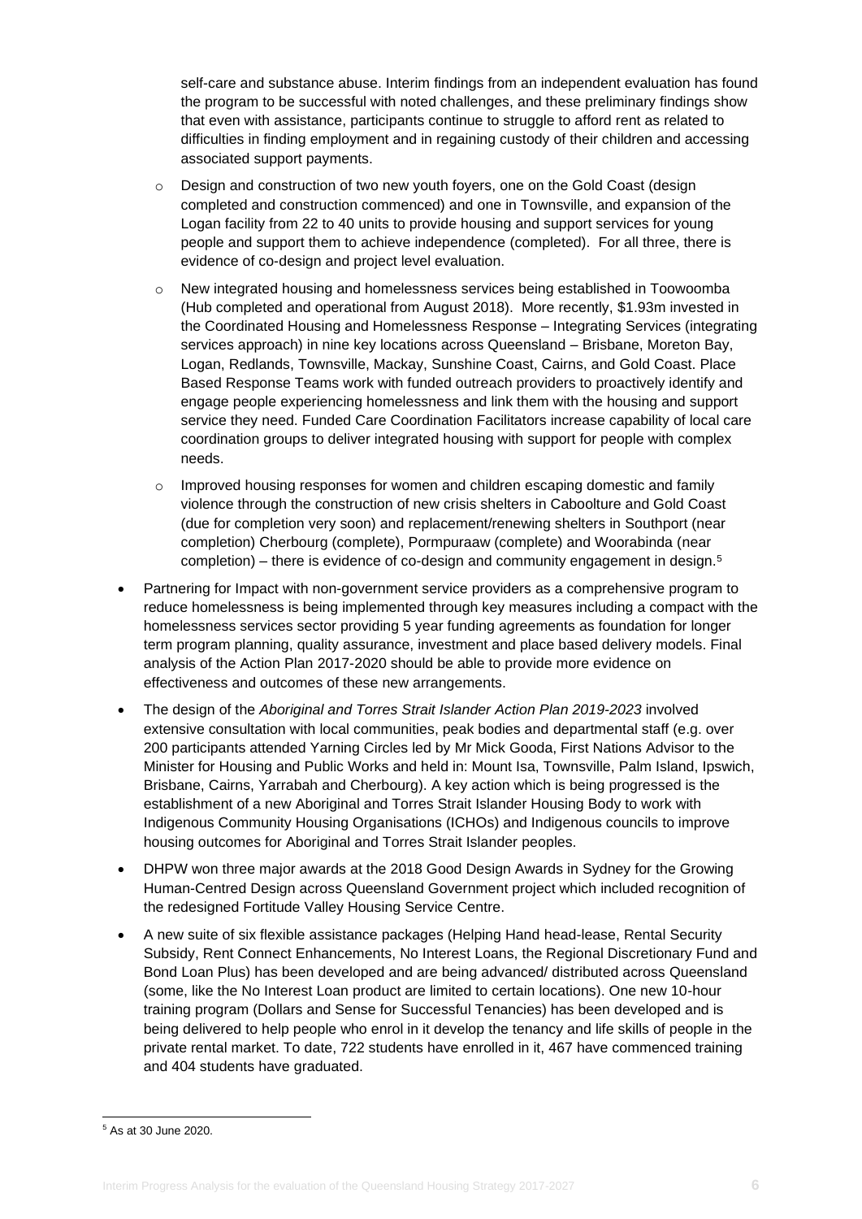self-care and substance abuse. Interim findings from an independent evaluation has found the program to be successful with noted challenges, and these preliminary findings show that even with assistance, participants continue to struggle to afford rent as related to difficulties in finding employment and in regaining custody of their children and accessing associated support payments.

  - Design and construction of two new youth foyers, one on the Gold Coast (design completed and construction commenced) and one in Townsville, and expansion of the Logan facility from 22 to 40 units to provide housing and support services for young people and support them to achieve independence (completed). For all three, there is evidence of co-design and project level evaluation.
  - New integrated housing and homelessness services being established in Toowoomba (Hub completed and operational from August 2018). More recently, $1.93m invested in the Coordinated Housing and Homelessness Response – Integrating Services (integrating services approach) in nine key locations across Queensland – Brisbane, Moreton Bay, Logan, Redlands, Townsville, Mackay, Sunshine Coast, Cairns, and Gold Coast. Place Based Response Teams work with funded outreach providers to proactively identify and engage people experiencing homelessness and link them with the housing and support service they need. Funded Care Coordination Facilitators increase capability of local care coordination groups to deliver integrated housing with support for people with complex needs.
  - Improved housing responses for women and children escaping domestic and family violence through the construction of new crisis shelters in Caboolture and Gold Coast (due for completion very soon) and replacement/renewing shelters in Southport (near completion) Cherbourg (complete), Pormpuraaw (complete) and Woorabinda (near completion) – there is evidence of co-design and community engagement in design.[5]

- Partnering for Impact with non-government service providers as a comprehensive program to reduce homelessness is being implemented through key measures including a compact with the homelessness services sector providing 5 year funding agreements as foundation for longer term program planning, quality assurance, investment and place based delivery models. Final analysis of the Action Plan 2017-2020 should be able to provide more evidence on effectiveness and outcomes of these new arrangements.
- The design of the *Aboriginal and Torres Strait Islander Action Plan 2019-2023* involved extensive consultation with local communities, peak bodies and departmental staff (e.g. over 200 participants attended Yarning Circles led by Mr Mick Gooda, First Nations Advisor to the Minister for Housing and Public Works and held in: Mount Isa, Townsville, Palm Island, Ipswich, Brisbane, Cairns, Yarrabah and Cherbourg). A key action which is being progressed is the establishment of a new Aboriginal and Torres Strait Islander Housing Body to work with Indigenous Community Housing Organisations (ICHOs) and Indigenous councils to improve housing outcomes for Aboriginal and Torres Strait Islander peoples.
- DHPW won three major awards at the 2018 Good Design Awards in Sydney for the Growing Human-Centred Design across Queensland Government project which included recognition of the redesigned Fortitude Valley Housing Service Centre.
- A new suite of six flexible assistance packages (Helping Hand head-lease, Rental Security Subsidy, Rent Connect Enhancements, No Interest Loans, the Regional Discretionary Fund and Bond Loan Plus) has been developed and are being advanced/ distributed across Queensland (some, like the No Interest Loan product are limited to certain locations). One new 10-hour training program (Dollars and Sense for Successful Tenancies) has been developed and is being delivered to help people who enrol in it develop the tenancy and life skills of people in the private rental market. To date, 722 students have enrolled in it, 467 have commenced training and 404 students have graduated.

---

[5] As at 30 June 2020.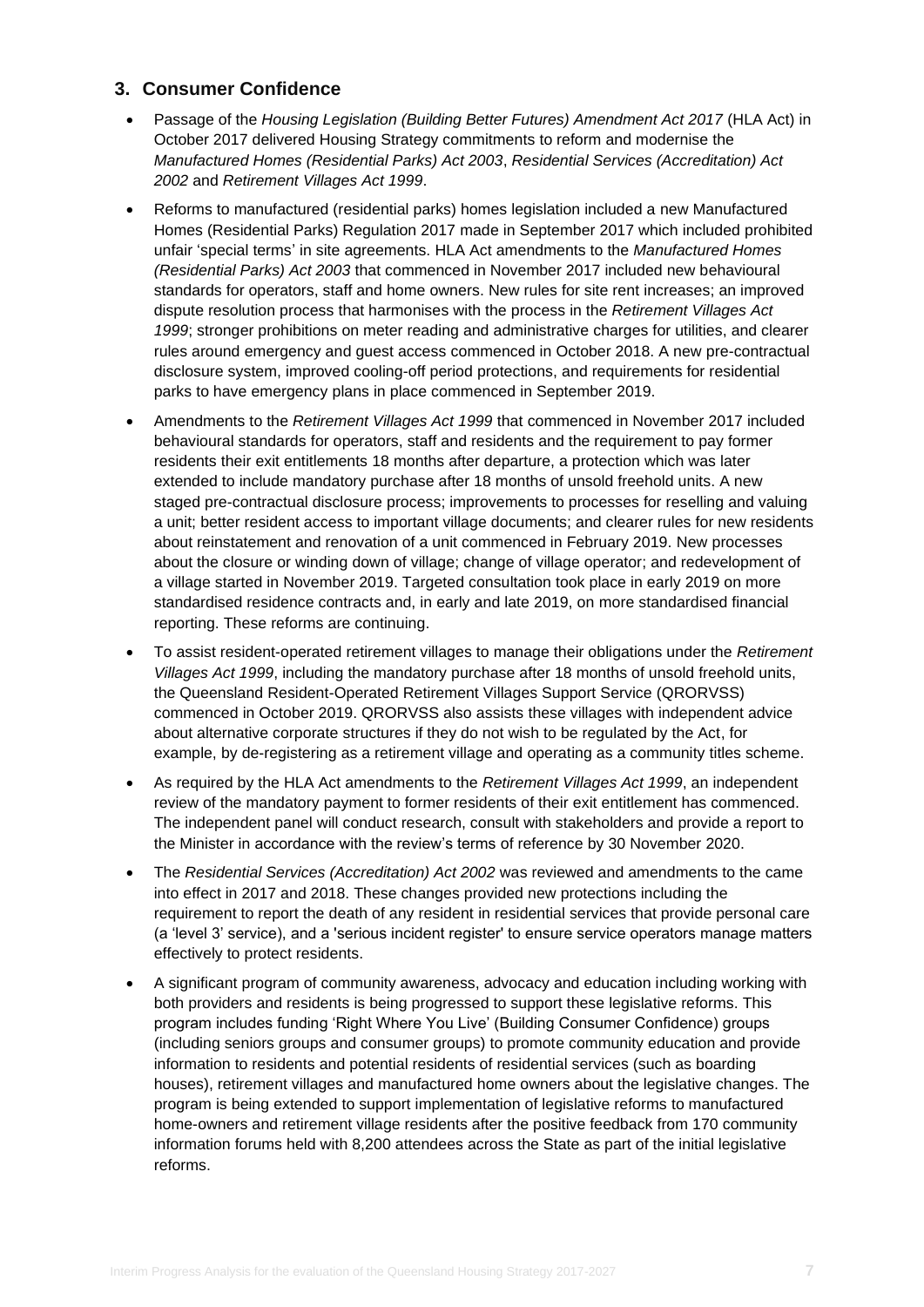## 3. Consumer Confidence

- Passage of the *Housing Legislation (Building Better Futures) Amendment Act 2017* (HLA Act) in October 2017 delivered Housing Strategy commitments to reform and modernise the *Manufactured Homes (Residential Parks) Act 2003*, *Residential Services (Accreditation) Act 2002* and *Retirement Villages Act 1999*.
- Reforms to manufactured (residential parks) homes legislation included a new Manufactured Homes (Residential Parks) Regulation 2017 made in September 2017 which included prohibited unfair 'special terms' in site agreements. HLA Act amendments to the *Manufactured Homes (Residential Parks) Act 2003* that commenced in November 2017 included new behavioural standards for operators, staff and home owners. New rules for site rent increases; an improved dispute resolution process that harmonises with the process in the *Retirement Villages Act 1999*; stronger prohibitions on meter reading and administrative charges for utilities, and clearer rules around emergency and guest access commenced in October 2018. A new pre-contractual disclosure system, improved cooling-off period protections, and requirements for residential parks to have emergency plans in place commenced in September 2019.
- Amendments to the *Retirement Villages Act 1999* that commenced in November 2017 included behavioural standards for operators, staff and residents and the requirement to pay former residents their exit entitlements 18 months after departure, a protection which was later extended to include mandatory purchase after 18 months of unsold freehold units. A new staged pre-contractual disclosure process; improvements to processes for reselling and valuing a unit; better resident access to important village documents; and clearer rules for new residents about reinstatement and renovation of a unit commenced in February 2019. New processes about the closure or winding down of village; change of village operator; and redevelopment of a village started in November 2019. Targeted consultation took place in early 2019 on more standardised residence contracts and, in early and late 2019, on more standardised financial reporting. These reforms are continuing.
- To assist resident-operated retirement villages to manage their obligations under the *Retirement Villages Act 1999*, including the mandatory purchase after 18 months of unsold freehold units, the Queensland Resident-Operated Retirement Villages Support Service (QRORVSS) commenced in October 2019. QRORVSS also assists these villages with independent advice about alternative corporate structures if they do not wish to be regulated by the Act, for example, by de-registering as a retirement village and operating as a community titles scheme.
- As required by the HLA Act amendments to the *Retirement Villages Act 1999*, an independent review of the mandatory payment to former residents of their exit entitlement has commenced. The independent panel will conduct research, consult with stakeholders and provide a report to the Minister in accordance with the review's terms of reference by 30 November 2020.
- The *Residential Services (Accreditation) Act 2002* was reviewed and amendments to the came into effect in 2017 and 2018. These changes provided new protections including the requirement to report the death of any resident in residential services that provide personal care (a 'level 3' service), and a 'serious incident register' to ensure service operators manage matters effectively to protect residents.
- A significant program of community awareness, advocacy and education including working with both providers and residents is being progressed to support these legislative reforms. This program includes funding 'Right Where You Live' (Building Consumer Confidence) groups (including seniors groups and consumer groups) to promote community education and provide information to residents and potential residents of residential services (such as boarding houses), retirement villages and manufactured home owners about the legislative changes. The program is being extended to support implementation of legislative reforms to manufactured home-owners and retirement village residents after the positive feedback from 170 community information forums held with 8,200 attendees across the State as part of the initial legislative reforms.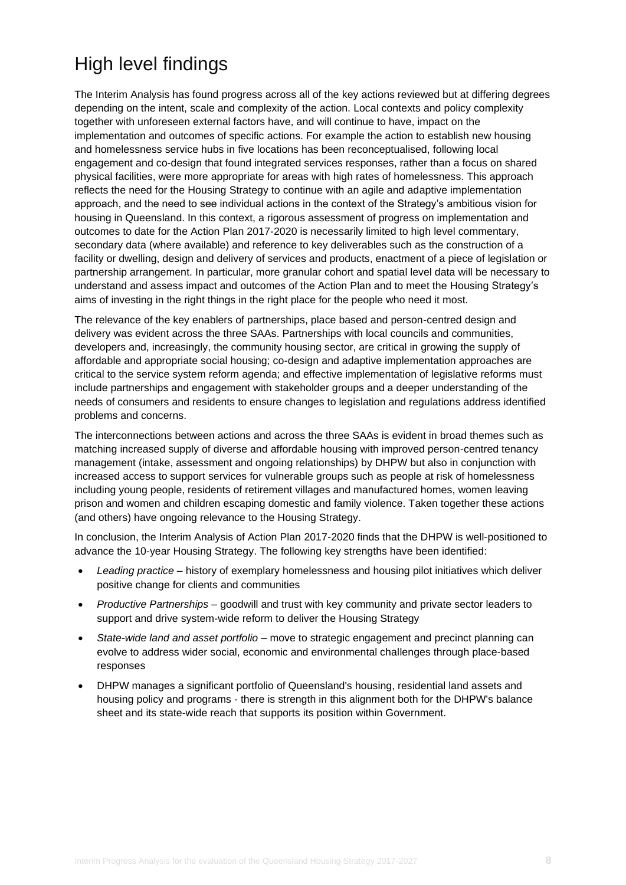# High level findings

The Interim Analysis has found progress across all of the key actions reviewed but at differing degrees depending on the intent, scale and complexity of the action. Local contexts and policy complexity together with unforeseen external factors have, and will continue to have, impact on the implementation and outcomes of specific actions. For example the action to establish new housing and homelessness service hubs in five locations has been reconceptualised, following local engagement and co-design that found integrated services responses, rather than a focus on shared physical facilities, were more appropriate for areas with high rates of homelessness. This approach reflects the need for the Housing Strategy to continue with an agile and adaptive implementation approach, and the need to see individual actions in the context of the Strategy's ambitious vision for housing in Queensland. In this context, a rigorous assessment of progress on implementation and outcomes to date for the Action Plan 2017-2020 is necessarily limited to high level commentary, secondary data (where available) and reference to key deliverables such as the construction of a facility or dwelling, design and delivery of services and products, enactment of a piece of legislation or partnership arrangement. In particular, more granular cohort and spatial level data will be necessary to understand and assess impact and outcomes of the Action Plan and to meet the Housing Strategy's aims of investing in the right things in the right place for the people who need it most.

The relevance of the key enablers of partnerships, place based and person-centred design and delivery was evident across the three SAAs. Partnerships with local councils and communities, developers and, increasingly, the community housing sector, are critical in growing the supply of affordable and appropriate social housing; co-design and adaptive implementation approaches are critical to the service system reform agenda; and effective implementation of legislative reforms must include partnerships and engagement with stakeholder groups and a deeper understanding of the needs of consumers and residents to ensure changes to legislation and regulations address identified problems and concerns.

The interconnections between actions and across the three SAAs is evident in broad themes such as matching increased supply of diverse and affordable housing with improved person-centred tenancy management (intake, assessment and ongoing relationships) by DHPW but also in conjunction with increased access to support services for vulnerable groups such as people at risk of homelessness including young people, residents of retirement villages and manufactured homes, women leaving prison and women and children escaping domestic and family violence. Taken together these actions (and others) have ongoing relevance to the Housing Strategy.

In conclusion, the Interim Analysis of Action Plan 2017-2020 finds that the DHPW is well-positioned to advance the 10-year Housing Strategy. The following key strengths have been identified:

- *Leading practice* – history of exemplary homelessness and housing pilot initiatives which deliver positive change for clients and communities
- *Productive Partnerships* – goodwill and trust with key community and private sector leaders to support and drive system-wide reform to deliver the Housing Strategy
- *State-wide land and asset portfolio* – move to strategic engagement and precinct planning can evolve to address wider social, economic and environmental challenges through place-based responses
- DHPW manages a significant portfolio of Queensland's housing, residential land assets and housing policy and programs - there is strength in this alignment both for the DHPW's balance sheet and its state-wide reach that supports its position within Government.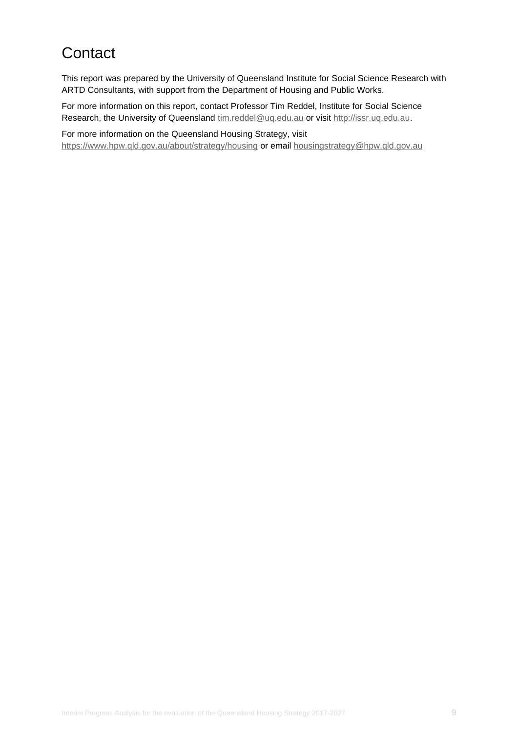# Contact

This report was prepared by the University of Queensland Institute for Social Science Research with ARTD Consultants, with support from the Department of Housing and Public Works.

For more information on this report, contact Professor Tim Reddel, Institute for Social Science Research, the University of Queensland tim.reddel@uq.edu.au or visit http://issr.uq.edu.au.

For more information on the Queensland Housing Strategy, visit https://www.hpw.qld.gov.au/about/strategy/housing or email housingstrategy@hpw.qld.gov.au